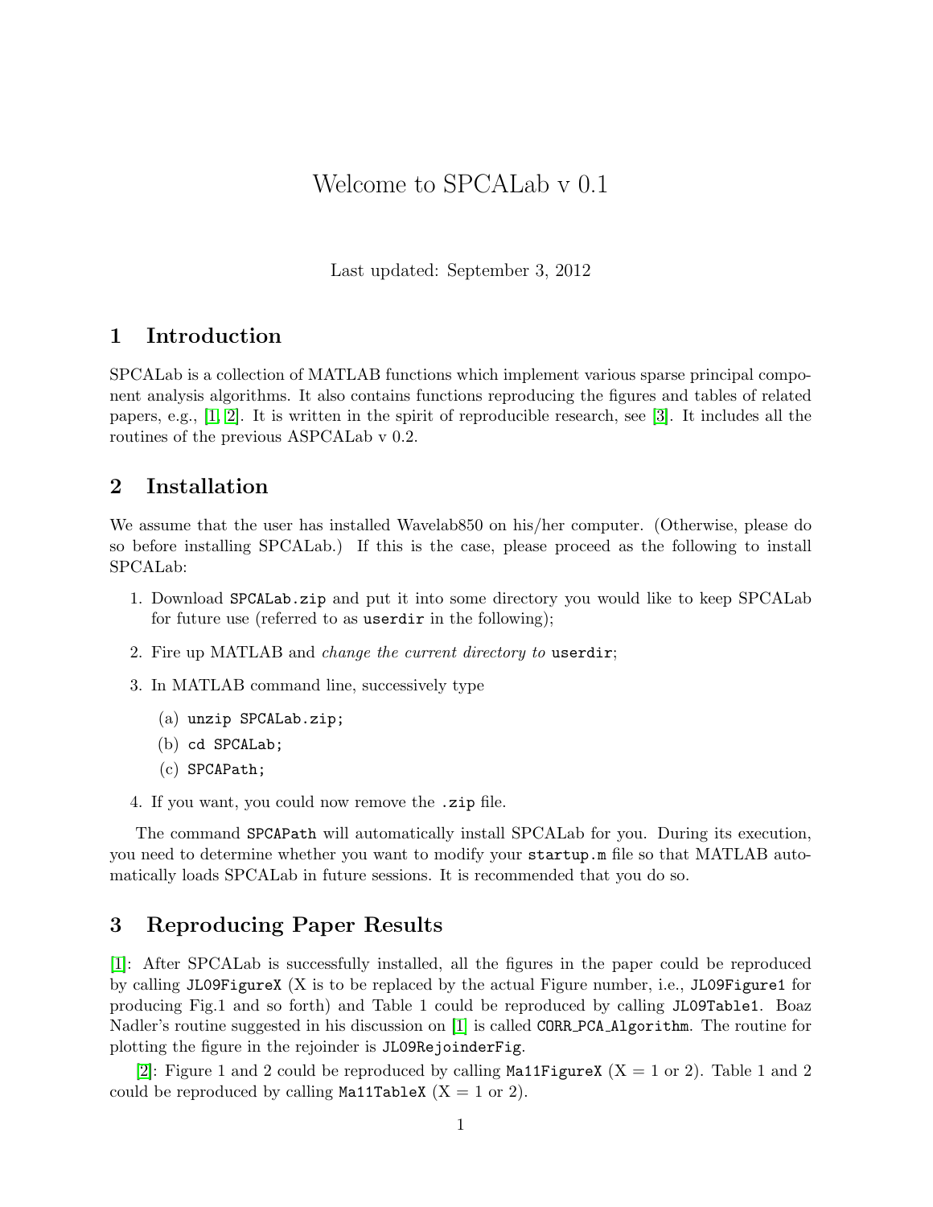# Welcome to SPCALab v 0.1

Last updated: September 3, 2012

## 1 Introduction

SPCALab is a collection of MATLAB functions which implement various sparse principal component analysis algorithms. It also contains functions reproducing the figures and tables of related papers, e.g., [1, 2]. It is written in the spirit of reproducible research, see [3]. It includes all the routines of the previous ASPCALab v 0.2.

## 2 Installation

We assume that the user has installed Wavelab850 on his/her computer. (Otherwise, please do so before installing SPCALab.) If this is the case, please proceed as the following to install SPCALab:

1. Download `SPCALab.zip` and put it into some directory you would like to keep SPCALab for future use (referred to as `userdir` in the following);
2. Fire up MATLAB and *change the current directory to* `userdir`;
3. In MATLAB command line, successively type
   (a) `unzip SPCALab.zip;`
   (b) `cd SPCALab;`
   (c) `SPCAPath;`
4. If you want, you could now remove the `.zip` file.

The command `SPCAPath` will automatically install SPCALab for you. During its execution, you need to determine whether you want to modify your `startup.m` file so that MATLAB automatically loads SPCALab in future sessions. It is recommended that you do so.

## 3 Reproducing Paper Results

[1]: After SPCALab is successfully installed, all the figures in the paper could be reproduced by calling `JL09FigureX` (X is to be replaced by the actual Figure number, i.e., `JL09Figure1` for producing Fig.1 and so forth) and Table 1 could be reproduced by calling `JL09Table1`. Boaz Nadler's routine suggested in his discussion on [1] is called `CORR_PCA_Algorithm`. The routine for plotting the figure in the rejoinder is `JL09RejoinderFig`.

[2]: Figure 1 and 2 could be reproduced by calling `Ma11FigureX` (X = 1 or 2). Table 1 and 2 could be reproduced by calling `Ma11TableX` (X = 1 or 2).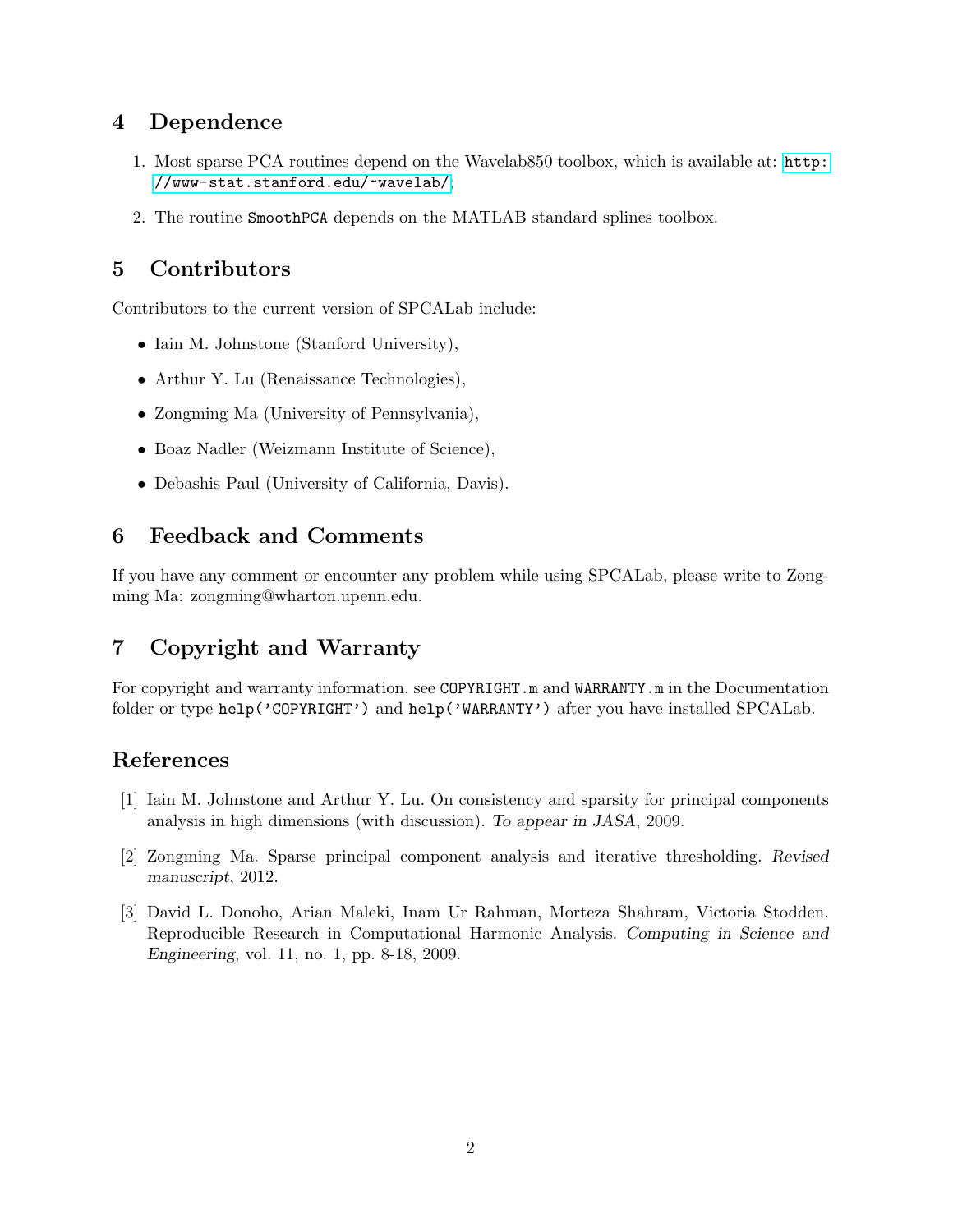## 4 Dependence

1. Most sparse PCA routines depend on the Wavelab850 toolbox, which is available at: `http://www-stat.stanford.edu/~wavelab/`;
2. The routine `SmoothPCA` depends on the MATLAB standard splines toolbox.

## 5 Contributors

Contributors to the current version of SPCALab include:

- Iain M. Johnstone (Stanford University),
- Arthur Y. Lu (Renaissance Technologies),
- Zongming Ma (University of Pennsylvania),
- Boaz Nadler (Weizmann Institute of Science),
- Debashis Paul (University of California, Davis).

## 6 Feedback and Comments

If you have any comment or encounter any problem while using SPCALab, please write to Zongming Ma: zongming@wharton.upenn.edu.

## 7 Copyright and Warranty

For copyright and warranty information, see `COPYRIGHT.m` and `WARRANTY.m` in the Documentation folder or type `help('COPYRIGHT')` and `help('WARRANTY')` after you have installed SPCALab.

## References

[1] Iain M. Johnstone and Arthur Y. Lu. On consistency and sparsity for principal components analysis in high dimensions (with discussion). *To appear in JASA*, 2009.

[2] Zongming Ma. Sparse principal component analysis and iterative thresholding. *Revised manuscript*, 2012.

[3] David L. Donoho, Arian Maleki, Inam Ur Rahman, Morteza Shahram, Victoria Stodden. Reproducible Research in Computational Harmonic Analysis. *Computing in Science and Engineering*, vol. 11, no. 1, pp. 8-18, 2009.